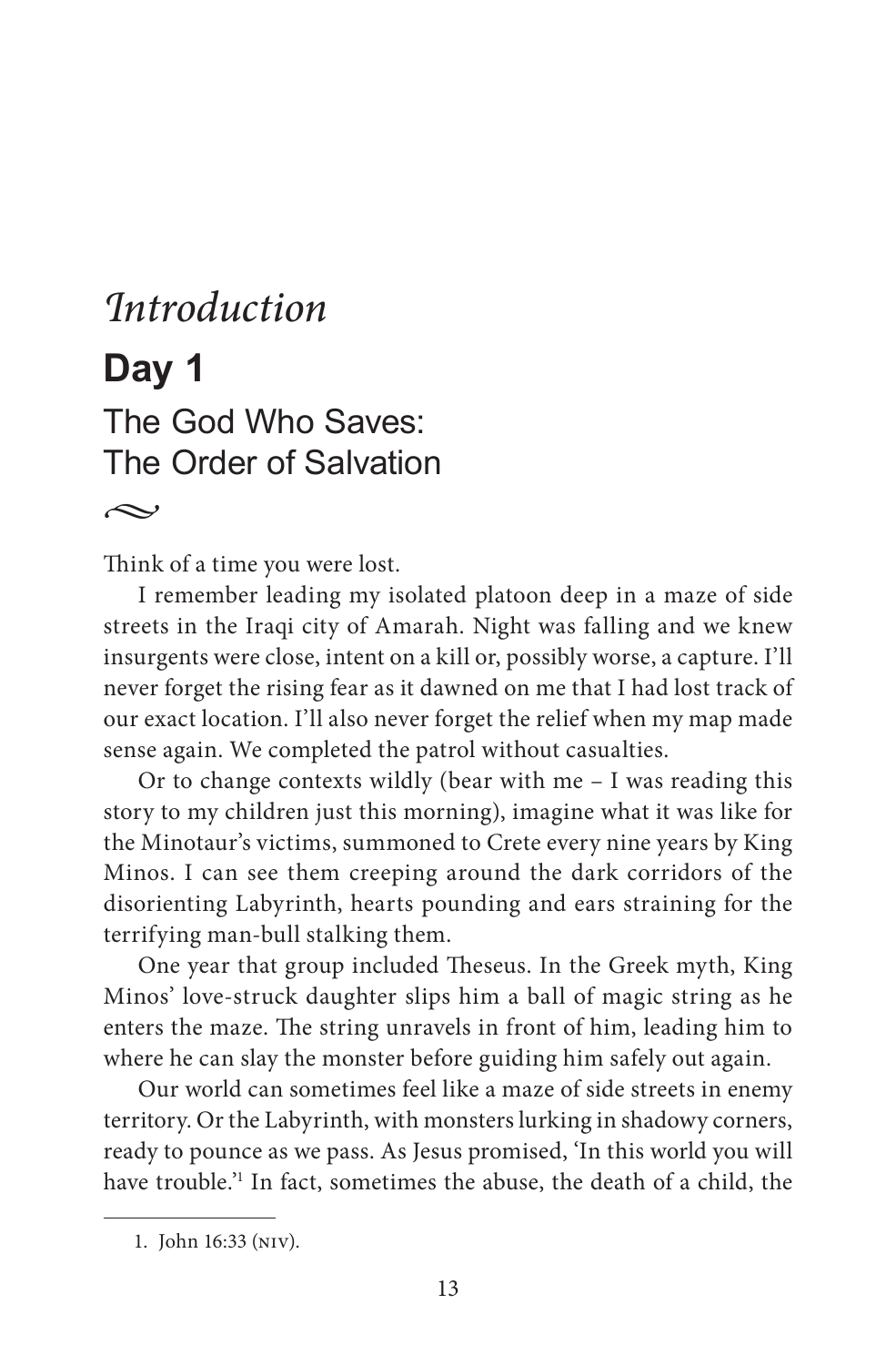# *Introduction*

## Day 1

### The God Who Saves: The Order of Salvation

~

Think of a time you were lost.

I remember leading my isolated platoon deep in a maze of side streets in the Iraqi city of Amarah. Night was falling and we knew insurgents were close, intent on a kill or, possibly worse, a capture. I'll never forget the rising fear as it dawned on me that I had lost track of our exact location. I'll also never forget the relief when my map made sense again. We completed the patrol without casualties.

Or to change contexts wildly (bear with me – I was reading this story to my children just this morning), imagine what it was like for the Minotaur's victims, summoned to Crete every nine years by King Minos. I can see them creeping around the dark corridors of the disorienting Labyrinth, hearts pounding and ears straining for the terrifying man-bull stalking them.

One year that group included Theseus. In the Greek myth, King Minos' love-struck daughter slips him a ball of magic string as he enters the maze. The string unravels in front of him, leading him to where he can slay the monster before guiding him safely out again.

Our world can sometimes feel like a maze of side streets in enemy territory. Or the Labyrinth, with monsters lurking in shadowy corners, ready to pounce as we pass. As Jesus promised, 'In this world you will have trouble.'[1] In fact, sometimes the abuse, the death of a child, the

---

1. John 16:33 (NIV).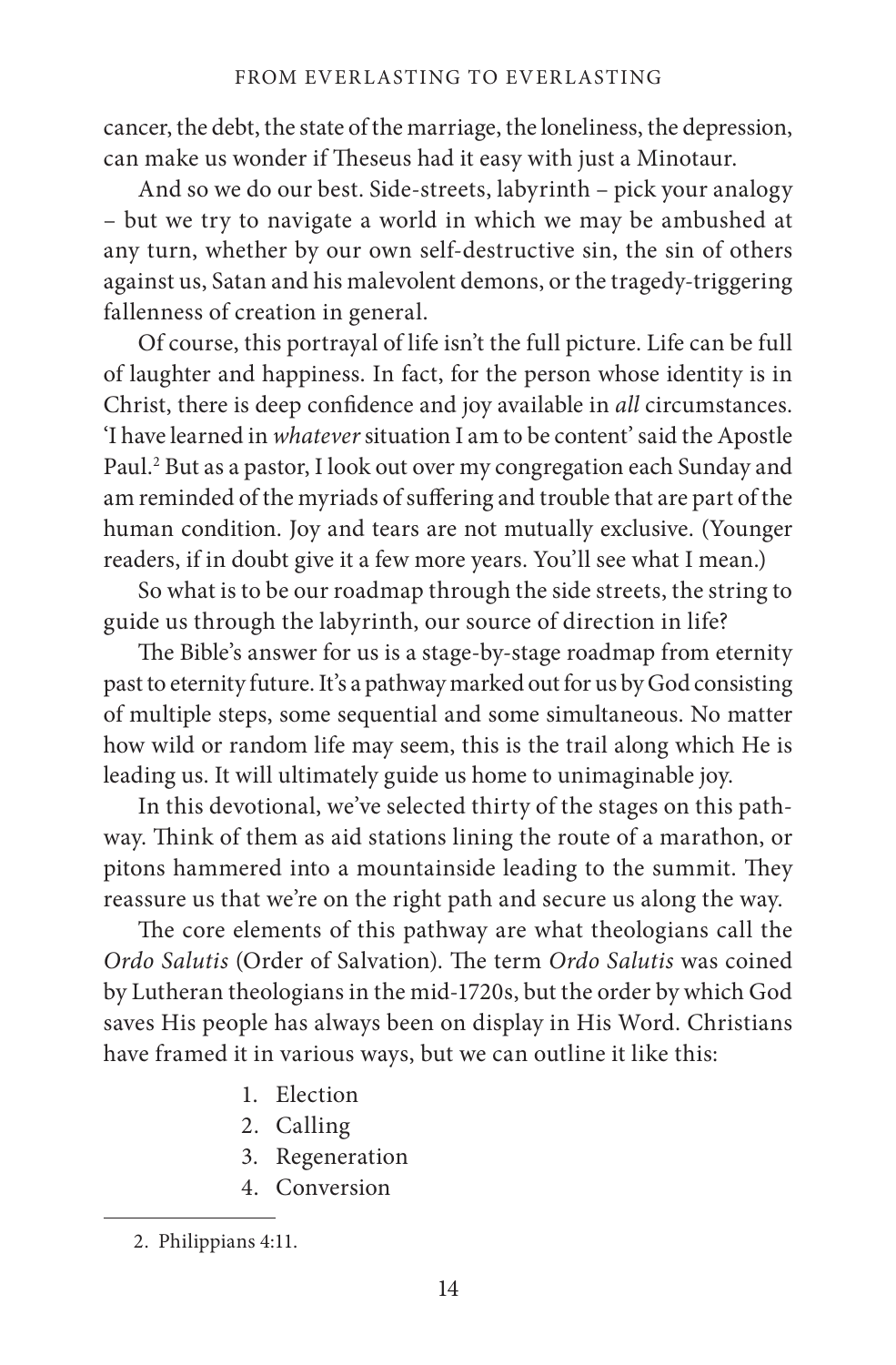cancer, the debt, the state of the marriage, the loneliness, the depression, can make us wonder if Theseus had it easy with just a Minotaur.

And so we do our best. Side-streets, labyrinth – pick your analogy – but we try to navigate a world in which we may be ambushed at any turn, whether by our own self-destructive sin, the sin of others against us, Satan and his malevolent demons, or the tragedy-triggering fallenness of creation in general.

Of course, this portrayal of life isn't the full picture. Life can be full of laughter and happiness. In fact, for the person whose identity is in Christ, there is deep confidence and joy available in *all* circumstances. 'I have learned in *whatever* situation I am to be content' said the Apostle Paul.[2] But as a pastor, I look out over my congregation each Sunday and am reminded of the myriads of suffering and trouble that are part of the human condition. Joy and tears are not mutually exclusive. (Younger readers, if in doubt give it a few more years. You'll see what I mean.)

So what is to be our roadmap through the side streets, the string to guide us through the labyrinth, our source of direction in life?

The Bible's answer for us is a stage-by-stage roadmap from eternity past to eternity future. It's a pathway marked out for us by God consisting of multiple steps, some sequential and some simultaneous. No matter how wild or random life may seem, this is the trail along which He is leading us. It will ultimately guide us home to unimaginable joy.

In this devotional, we've selected thirty of the stages on this pathway. Think of them as aid stations lining the route of a marathon, or pitons hammered into a mountainside leading to the summit. They reassure us that we're on the right path and secure us along the way.

The core elements of this pathway are what theologians call the *Ordo Salutis* (Order of Salvation). The term *Ordo Salutis* was coined by Lutheran theologians in the mid-1720s, but the order by which God saves His people has always been on display in His Word. Christians have framed it in various ways, but we can outline it like this:

1. Election
2. Calling
3. Regeneration
4. Conversion

---

2. Philippians 4:11.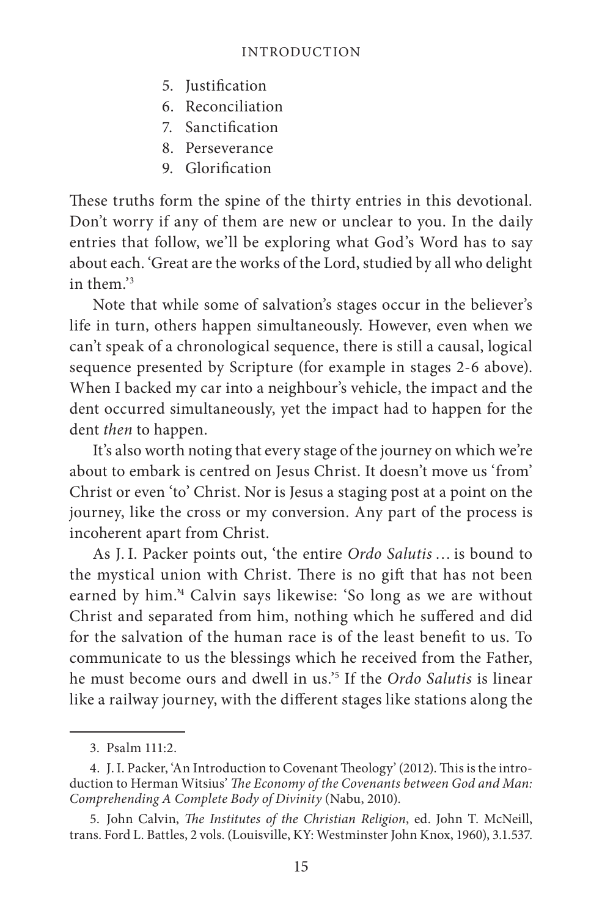5. Justification
6. Reconciliation
7. Sanctification
8. Perseverance
9. Glorification

These truths form the spine of the thirty entries in this devotional. Don't worry if any of them are new or unclear to you. In the daily entries that follow, we'll be exploring what God's Word has to say about each. 'Great are the works of the Lord, studied by all who delight in them.'[3]

Note that while some of salvation's stages occur in the believer's life in turn, others happen simultaneously. However, even when we can't speak of a chronological sequence, there is still a causal, logical sequence presented by Scripture (for example in stages 2-6 above). When I backed my car into a neighbour's vehicle, the impact and the dent occurred simultaneously, yet the impact had to happen for the dent *then* to happen.

It's also worth noting that every stage of the journey on which we're about to embark is centred on Jesus Christ. It doesn't move us 'from' Christ or even 'to' Christ. Nor is Jesus a staging post at a point on the journey, like the cross or my conversion. Any part of the process is incoherent apart from Christ.

As J. I. Packer points out, 'the entire *Ordo Salutis* … is bound to the mystical union with Christ. There is no gift that has not been earned by him.'[4] Calvin says likewise: 'So long as we are without Christ and separated from him, nothing which he suffered and did for the salvation of the human race is of the least benefit to us. To communicate to us the blessings which he received from the Father, he must become ours and dwell in us.'[5] If the *Ordo Salutis* is linear like a railway journey, with the different stages like stations along the

---

3. Psalm 111:2.

4. J. I. Packer, 'An Introduction to Covenant Theology' (2012). This is the introduction to Herman Witsius' *The Economy of the Covenants between God and Man: Comprehending A Complete Body of Divinity* (Nabu, 2010).

5. John Calvin, *The Institutes of the Christian Religion*, ed. John T. McNeill, trans. Ford L. Battles, 2 vols. (Louisville, KY: Westminster John Knox, 1960), 3.1.537.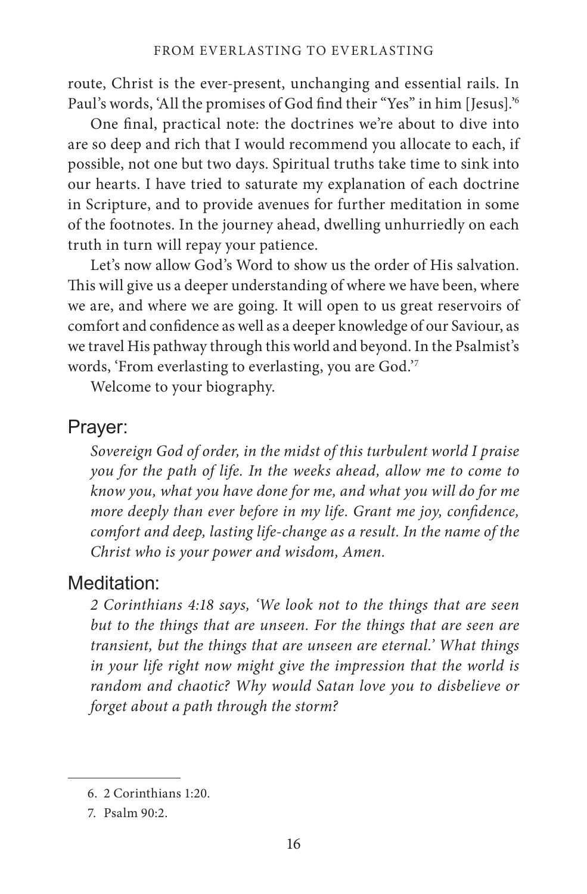route, Christ is the ever-present, unchanging and essential rails. In Paul's words, 'All the promises of God find their "Yes" in him [Jesus].'[6]

One final, practical note: the doctrines we're about to dive into are so deep and rich that I would recommend you allocate to each, if possible, not one but two days. Spiritual truths take time to sink into our hearts. I have tried to saturate my explanation of each doctrine in Scripture, and to provide avenues for further meditation in some of the footnotes. In the journey ahead, dwelling unhurriedly on each truth in turn will repay your patience.

Let's now allow God's Word to show us the order of His salvation. This will give us a deeper understanding of where we have been, where we are, and where we are going. It will open to us great reservoirs of comfort and confidence as well as a deeper knowledge of our Saviour, as we travel His pathway through this world and beyond. In the Psalmist's words, 'From everlasting to everlasting, you are God.'[7]

Welcome to your biography.

## Prayer:

*Sovereign God of order, in the midst of this turbulent world I praise you for the path of life. In the weeks ahead, allow me to come to know you, what you have done for me, and what you will do for me more deeply than ever before in my life. Grant me joy, confidence, comfort and deep, lasting life-change as a result. In the name of the Christ who is your power and wisdom, Amen.*

## Meditation:

*2 Corinthians 4:18 says, 'We look not to the things that are seen but to the things that are unseen. For the things that are seen are transient, but the things that are unseen are eternal.' What things in your life right now might give the impression that the world is random and chaotic? Why would Satan love you to disbelieve or forget about a path through the storm?*

---

6. 2 Corinthians 1:20.

7. Psalm 90:2.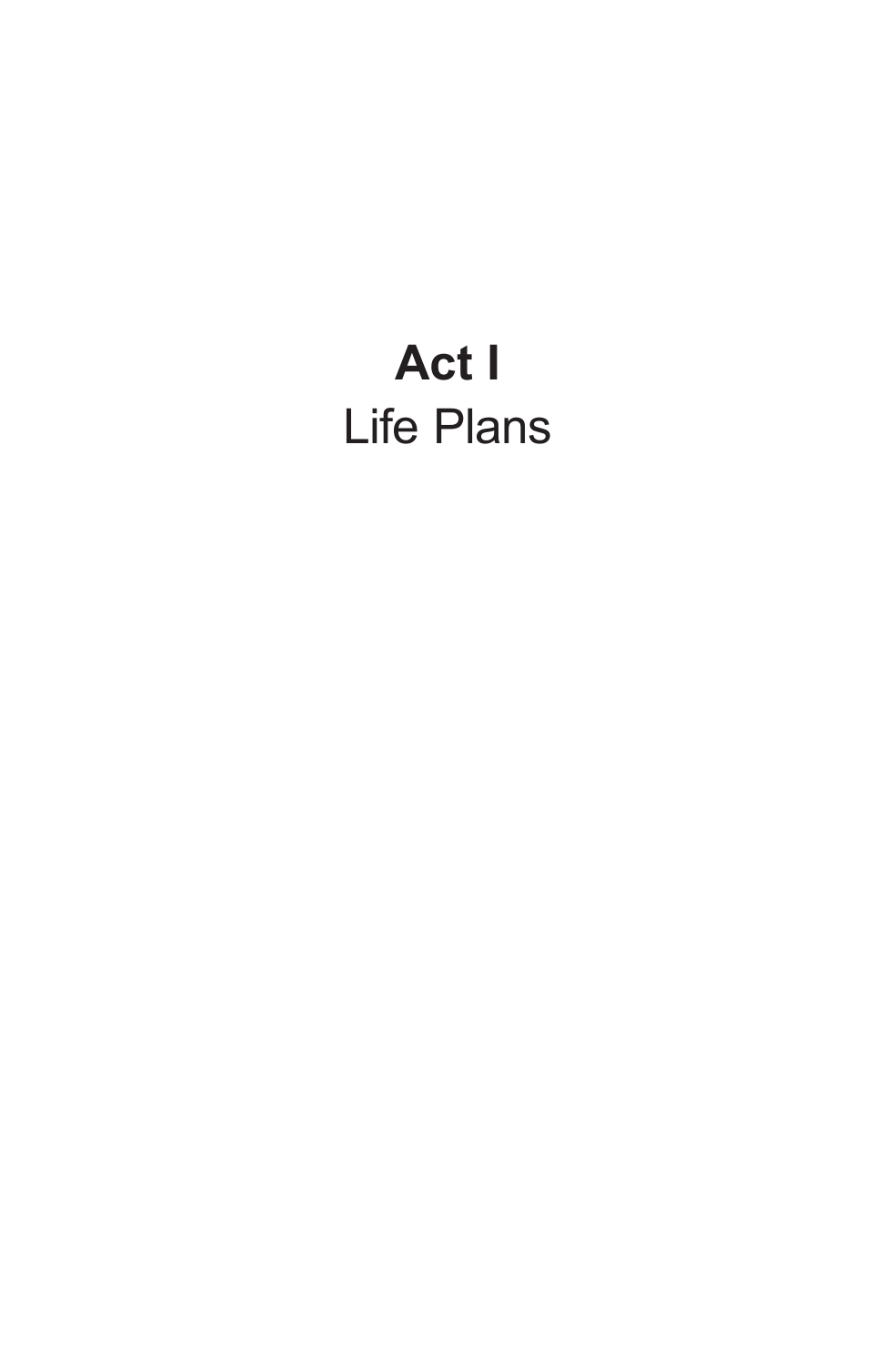# **Act I**
Life Plans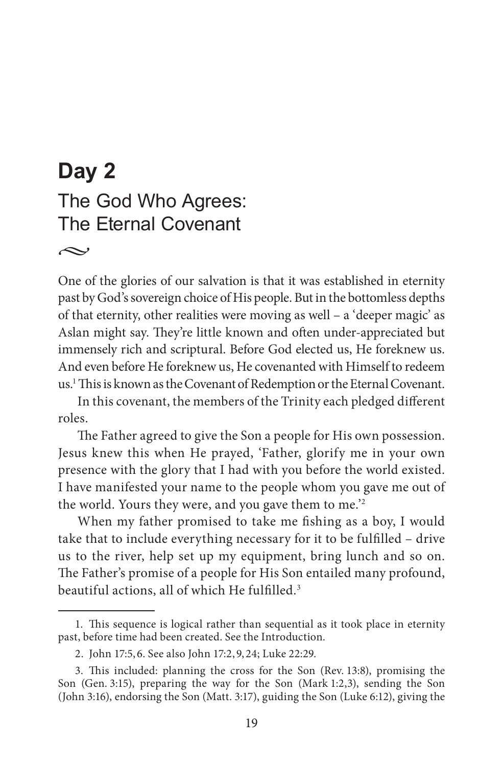# Day 2

## The God Who Agrees: The Eternal Covenant

~

One of the glories of our salvation is that it was established in eternity past by God's sovereign choice of His people. But in the bottomless depths of that eternity, other realities were moving as well – a 'deeper magic' as Aslan might say. They're little known and often under-appreciated but immensely rich and scriptural. Before God elected us, He foreknew us. And even before He foreknew us, He covenanted with Himself to redeem us.[1] This is known as the Covenant of Redemption or the Eternal Covenant.

In this covenant, the members of the Trinity each pledged different roles.

The Father agreed to give the Son a people for His own possession. Jesus knew this when He prayed, 'Father, glorify me in your own presence with the glory that I had with you before the world existed. I have manifested your name to the people whom you gave me out of the world. Yours they were, and you gave them to me.'[2]

When my father promised to take me fishing as a boy, I would take that to include everything necessary for it to be fulfilled – drive us to the river, help set up my equipment, bring lunch and so on. The Father's promise of a people for His Son entailed many profound, beautiful actions, all of which He fulfilled.[3]

---

1. This sequence is logical rather than sequential as it took place in eternity past, before time had been created. See the Introduction.

2. John 17:5, 6. See also John 17:2, 9, 24; Luke 22:29.

3. This included: planning the cross for the Son (Rev. 13:8), promising the Son (Gen. 3:15), preparing the way for the Son (Mark 1:2,3), sending the Son (John 3:16), endorsing the Son (Matt. 3:17), guiding the Son (Luke 6:12), giving the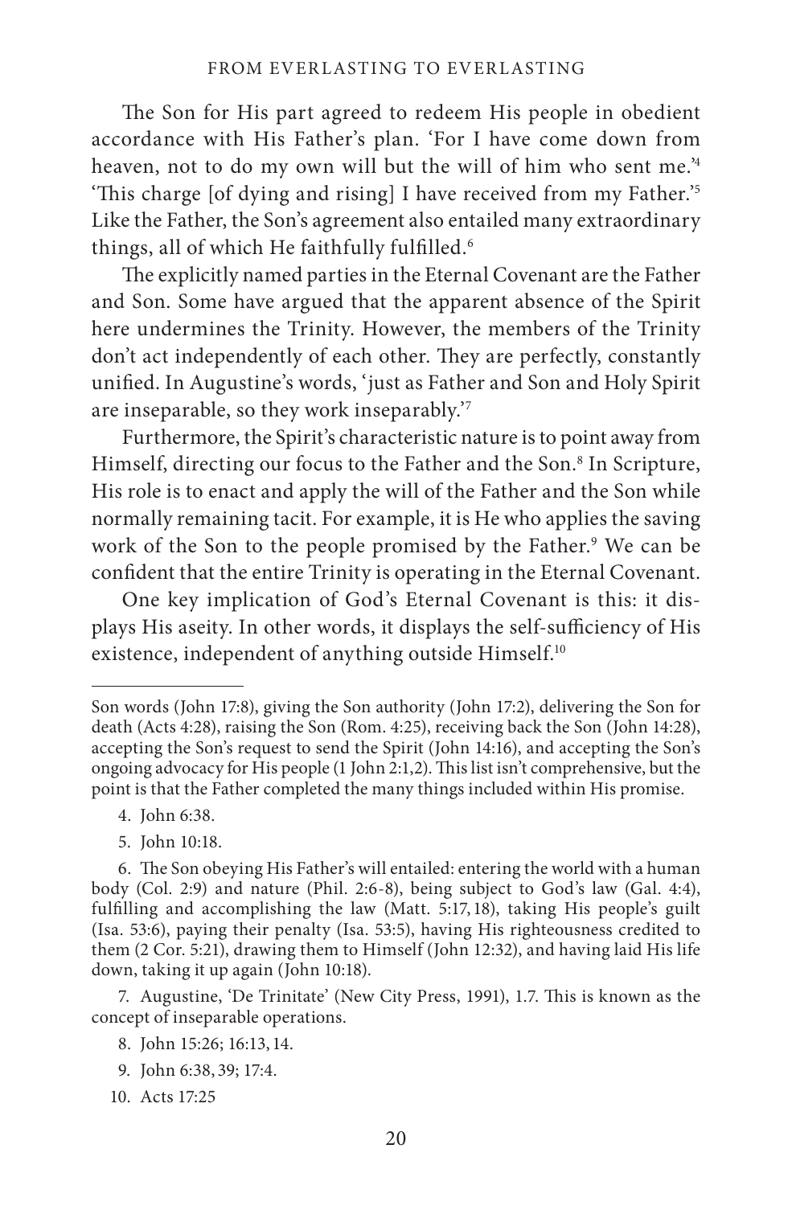The Son for His part agreed to redeem His people in obedient accordance with His Father's plan. 'For I have come down from heaven, not to do my own will but the will of him who sent me.'[4] 'This charge [of dying and rising] I have received from my Father.'[5] Like the Father, the Son's agreement also entailed many extraordinary things, all of which He faithfully fulfilled.[6]

The explicitly named parties in the Eternal Covenant are the Father and Son. Some have argued that the apparent absence of the Spirit here undermines the Trinity. However, the members of the Trinity don't act independently of each other. They are perfectly, constantly unified. In Augustine's words, 'just as Father and Son and Holy Spirit are inseparable, so they work inseparably.'[7]

Furthermore, the Spirit's characteristic nature is to point away from Himself, directing our focus to the Father and the Son.[8] In Scripture, His role is to enact and apply the will of the Father and the Son while normally remaining tacit. For example, it is He who applies the saving work of the Son to the people promised by the Father.[9] We can be confident that the entire Trinity is operating in the Eternal Covenant.

One key implication of God's Eternal Covenant is this: it displays His aseity. In other words, it displays the self-sufficiency of His existence, independent of anything outside Himself.[10]

---

Son words (John 17:8), giving the Son authority (John 17:2), delivering the Son for death (Acts 4:28), raising the Son (Rom. 4:25), receiving back the Son (John 14:28), accepting the Son's request to send the Spirit (John 14:16), and accepting the Son's ongoing advocacy for His people (1 John 2:1,2). This list isn't comprehensive, but the point is that the Father completed the many things included within His promise.

4. John 6:38.

5. John 10:18.

6. The Son obeying His Father's will entailed: entering the world with a human body (Col. 2:9) and nature (Phil. 2:6-8), being subject to God's law (Gal. 4:4), fulfilling and accomplishing the law (Matt. 5:17, 18), taking His people's guilt (Isa. 53:6), paying their penalty (Isa. 53:5), having His righteousness credited to them (2 Cor. 5:21), drawing them to Himself (John 12:32), and having laid His life down, taking it up again (John 10:18).

7. Augustine, 'De Trinitate' (New City Press, 1991), 1.7. This is known as the concept of inseparable operations.

8. John 15:26; 16:13, 14.

9. John 6:38, 39; 17:4.

10. Acts 17:25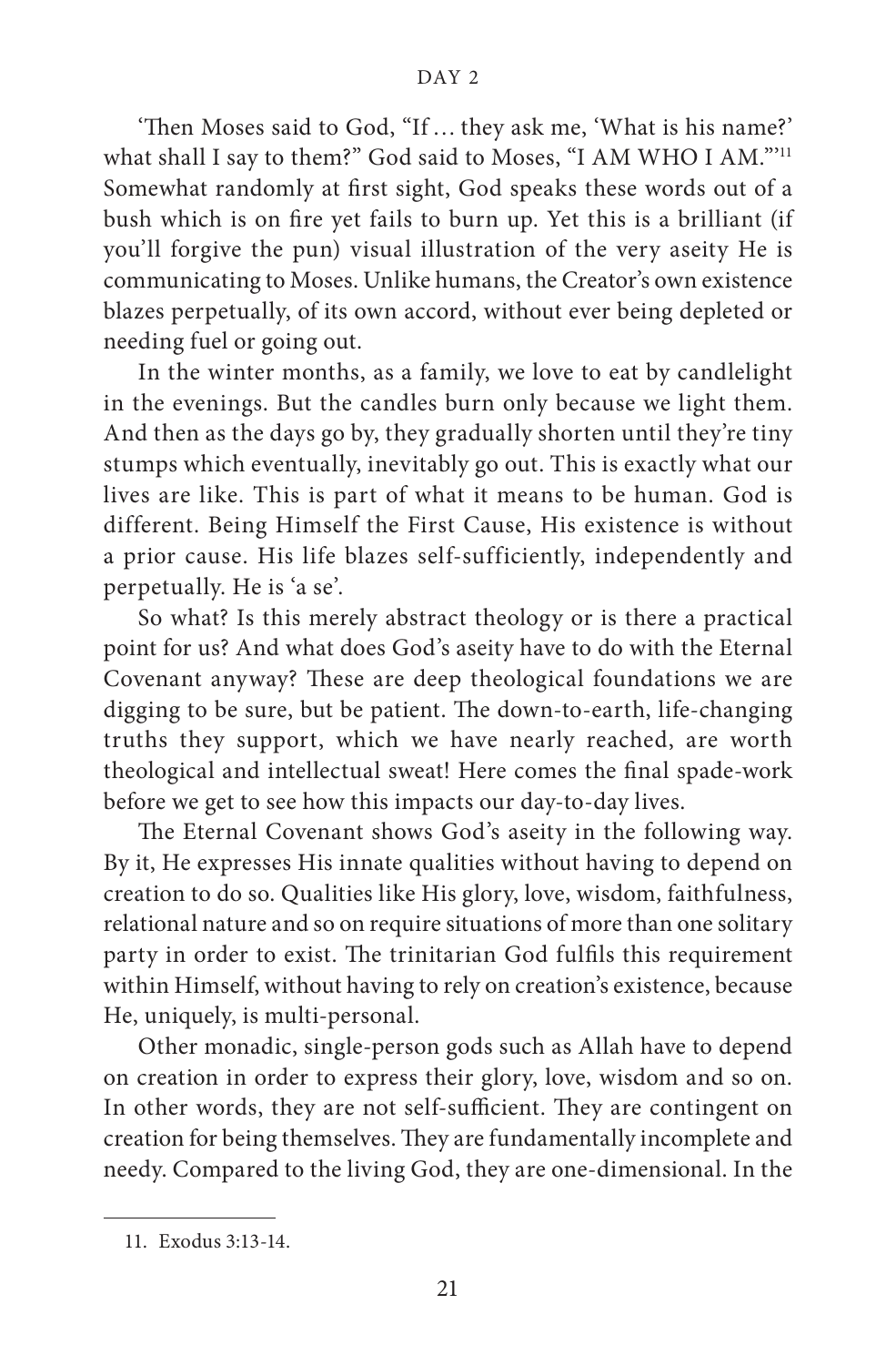'Then Moses said to God, "If … they ask me, 'What is his name?' what shall I say to them?" God said to Moses, "I AM WHO I AM."'[11] Somewhat randomly at first sight, God speaks these words out of a bush which is on fire yet fails to burn up. Yet this is a brilliant (if you'll forgive the pun) visual illustration of the very aseity He is communicating to Moses. Unlike humans, the Creator's own existence blazes perpetually, of its own accord, without ever being depleted or needing fuel or going out.

In the winter months, as a family, we love to eat by candlelight in the evenings. But the candles burn only because we light them. And then as the days go by, they gradually shorten until they're tiny stumps which eventually, inevitably go out. This is exactly what our lives are like. This is part of what it means to be human. God is different. Being Himself the First Cause, His existence is without a prior cause. His life blazes self-sufficiently, independently and perpetually. He is 'a se'.

So what? Is this merely abstract theology or is there a practical point for us? And what does God's aseity have to do with the Eternal Covenant anyway? These are deep theological foundations we are digging to be sure, but be patient. The down-to-earth, life-changing truths they support, which we have nearly reached, are worth theological and intellectual sweat! Here comes the final spade-work before we get to see how this impacts our day-to-day lives.

The Eternal Covenant shows God's aseity in the following way. By it, He expresses His innate qualities without having to depend on creation to do so. Qualities like His glory, love, wisdom, faithfulness, relational nature and so on require situations of more than one solitary party in order to exist. The trinitarian God fulfils this requirement within Himself, without having to rely on creation's existence, because He, uniquely, is multi-personal.

Other monadic, single-person gods such as Allah have to depend on creation in order to express their glory, love, wisdom and so on. In other words, they are not self-sufficient. They are contingent on creation for being themselves. They are fundamentally incomplete and needy. Compared to the living God, they are one-dimensional. In the

11. Exodus 3:13-14.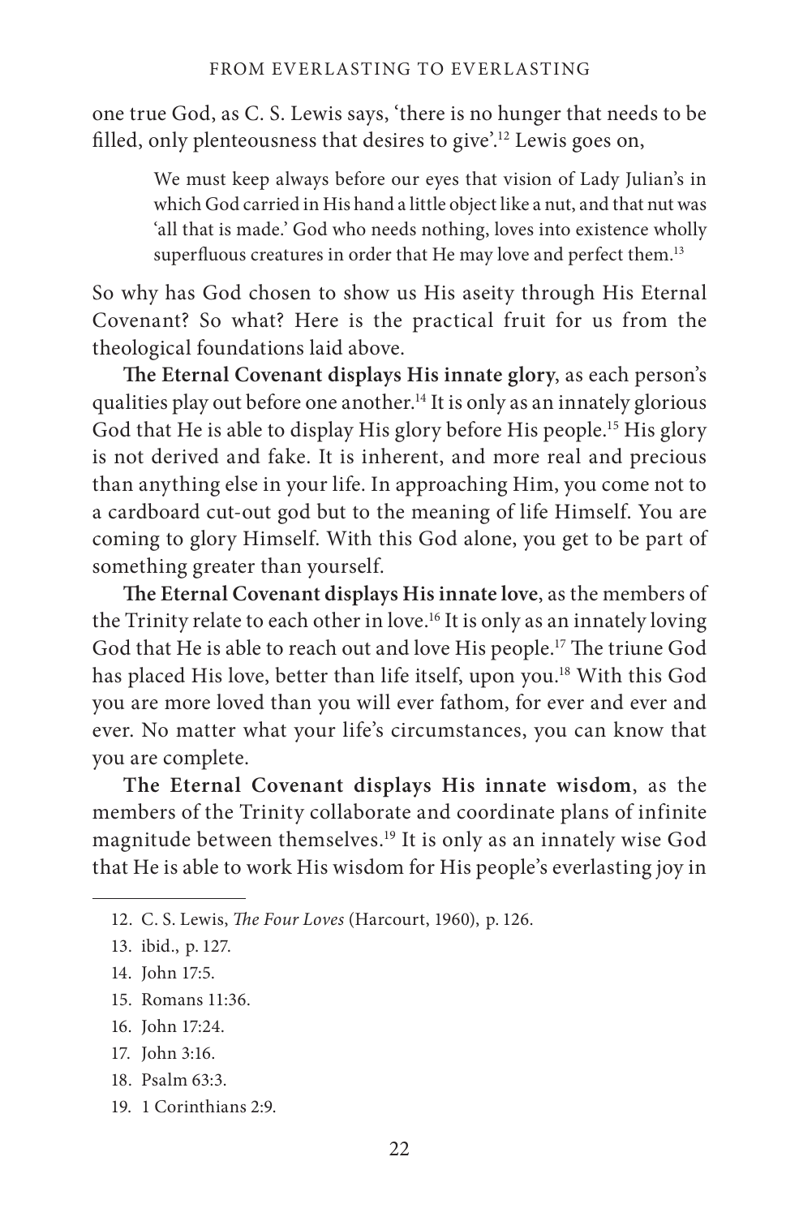one true God, as C. S. Lewis says, 'there is no hunger that needs to be filled, only plenteousness that desires to give'.[12] Lewis goes on,

> We must keep always before our eyes that vision of Lady Julian's in which God carried in His hand a little object like a nut, and that nut was 'all that is made.' God who needs nothing, loves into existence wholly superfluous creatures in order that He may love and perfect them.[13]

So why has God chosen to show us His aseity through His Eternal Covenant? So what? Here is the practical fruit for us from the theological foundations laid above.

**The Eternal Covenant displays His innate glory**, as each person's qualities play out before one another.[14] It is only as an innately glorious God that He is able to display His glory before His people.[15] His glory is not derived and fake. It is inherent, and more real and precious than anything else in your life. In approaching Him, you come not to a cardboard cut-out god but to the meaning of life Himself. You are coming to glory Himself. With this God alone, you get to be part of something greater than yourself.

**The Eternal Covenant displays His innate love**, as the members of the Trinity relate to each other in love.[16] It is only as an innately loving God that He is able to reach out and love His people.[17] The triune God has placed His love, better than life itself, upon you.[18] With this God you are more loved than you will ever fathom, for ever and ever and ever. No matter what your life's circumstances, you can know that you are complete.

**The Eternal Covenant displays His innate wisdom**, as the members of the Trinity collaborate and coordinate plans of infinite magnitude between themselves.[19] It is only as an innately wise God that He is able to work His wisdom for His people's everlasting joy in

---

12. C. S. Lewis, *The Four Loves* (Harcourt, 1960), p. 126.
13. ibid., p. 127.
14. John 17:5.
15. Romans 11:36.
16. John 17:24.
17. John 3:16.
18. Psalm 63:3.
19. 1 Corinthians 2:9.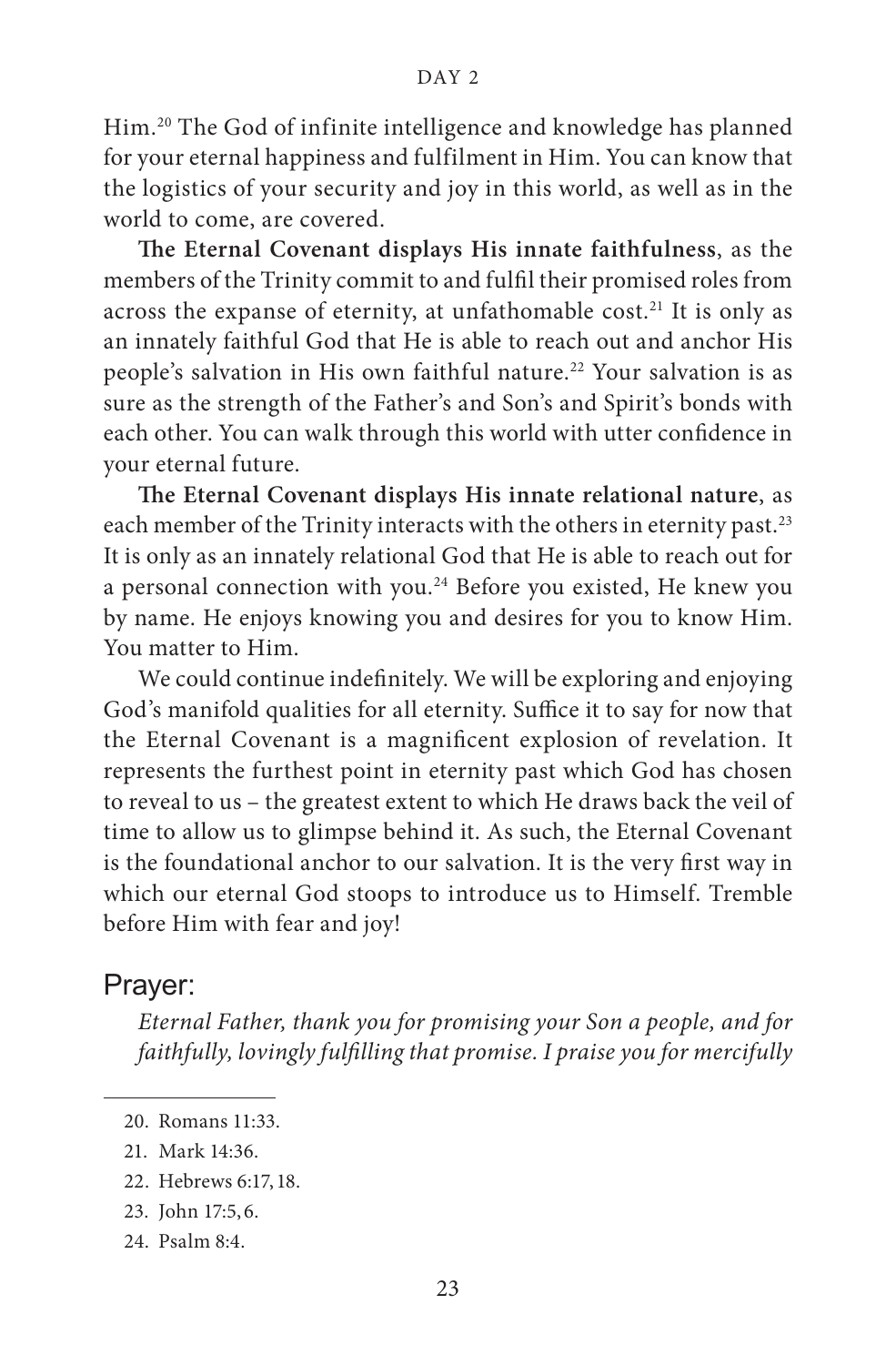Him.[20] The God of infinite intelligence and knowledge has planned for your eternal happiness and fulfilment in Him. You can know that the logistics of your security and joy in this world, as well as in the world to come, are covered.

**The Eternal Covenant displays His innate faithfulness**, as the members of the Trinity commit to and fulfil their promised roles from across the expanse of eternity, at unfathomable cost.[21] It is only as an innately faithful God that He is able to reach out and anchor His people's salvation in His own faithful nature.[22] Your salvation is as sure as the strength of the Father's and Son's and Spirit's bonds with each other. You can walk through this world with utter confidence in your eternal future.

**The Eternal Covenant displays His innate relational nature**, as each member of the Trinity interacts with the others in eternity past.[23] It is only as an innately relational God that He is able to reach out for a personal connection with you.[24] Before you existed, He knew you by name. He enjoys knowing you and desires for you to know Him. You matter to Him.

We could continue indefinitely. We will be exploring and enjoying God's manifold qualities for all eternity. Suffice it to say for now that the Eternal Covenant is a magnificent explosion of revelation. It represents the furthest point in eternity past which God has chosen to reveal to us – the greatest extent to which He draws back the veil of time to allow us to glimpse behind it. As such, the Eternal Covenant is the foundational anchor to our salvation. It is the very first way in which our eternal God stoops to introduce us to Himself. Tremble before Him with fear and joy!

## Prayer:

*Eternal Father, thank you for promising your Son a people, and for faithfully, lovingly fulfilling that promise. I praise you for mercifully*

---

20. Romans 11:33.
21. Mark 14:36.
22. Hebrews 6:17, 18.
23. John 17:5, 6.
24. Psalm 8:4.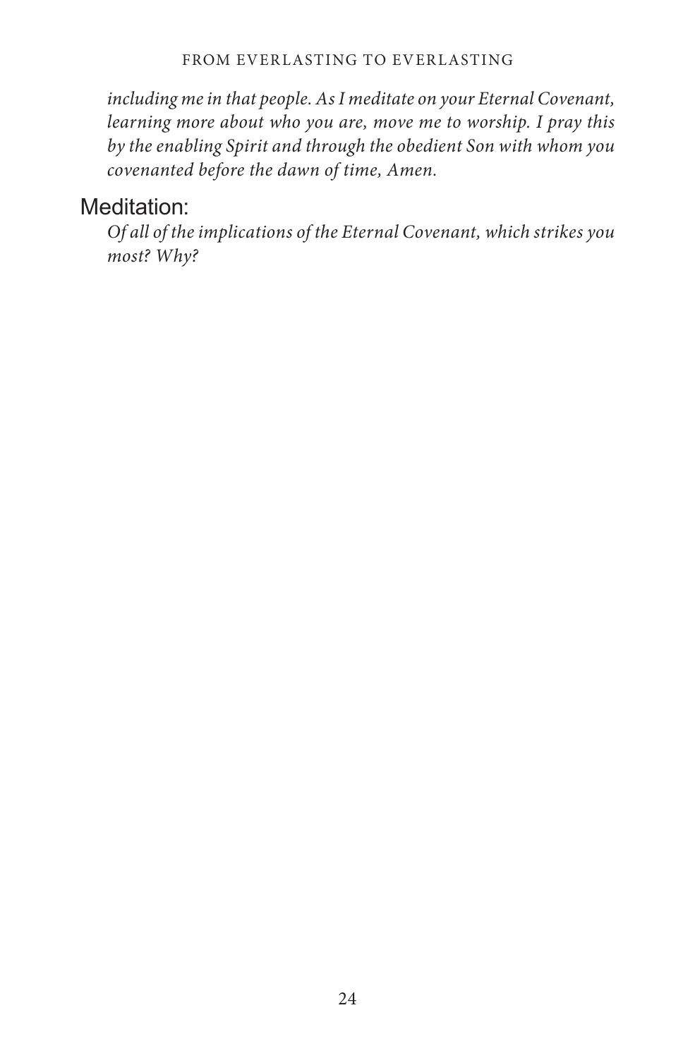*including me in that people. As I meditate on your Eternal Covenant, learning more about who you are, move me to worship. I pray this by the enabling Spirit and through the obedient Son with whom you covenanted before the dawn of time, Amen.*

## Meditation:

*Of all of the implications of the Eternal Covenant, which strikes you most? Why?*